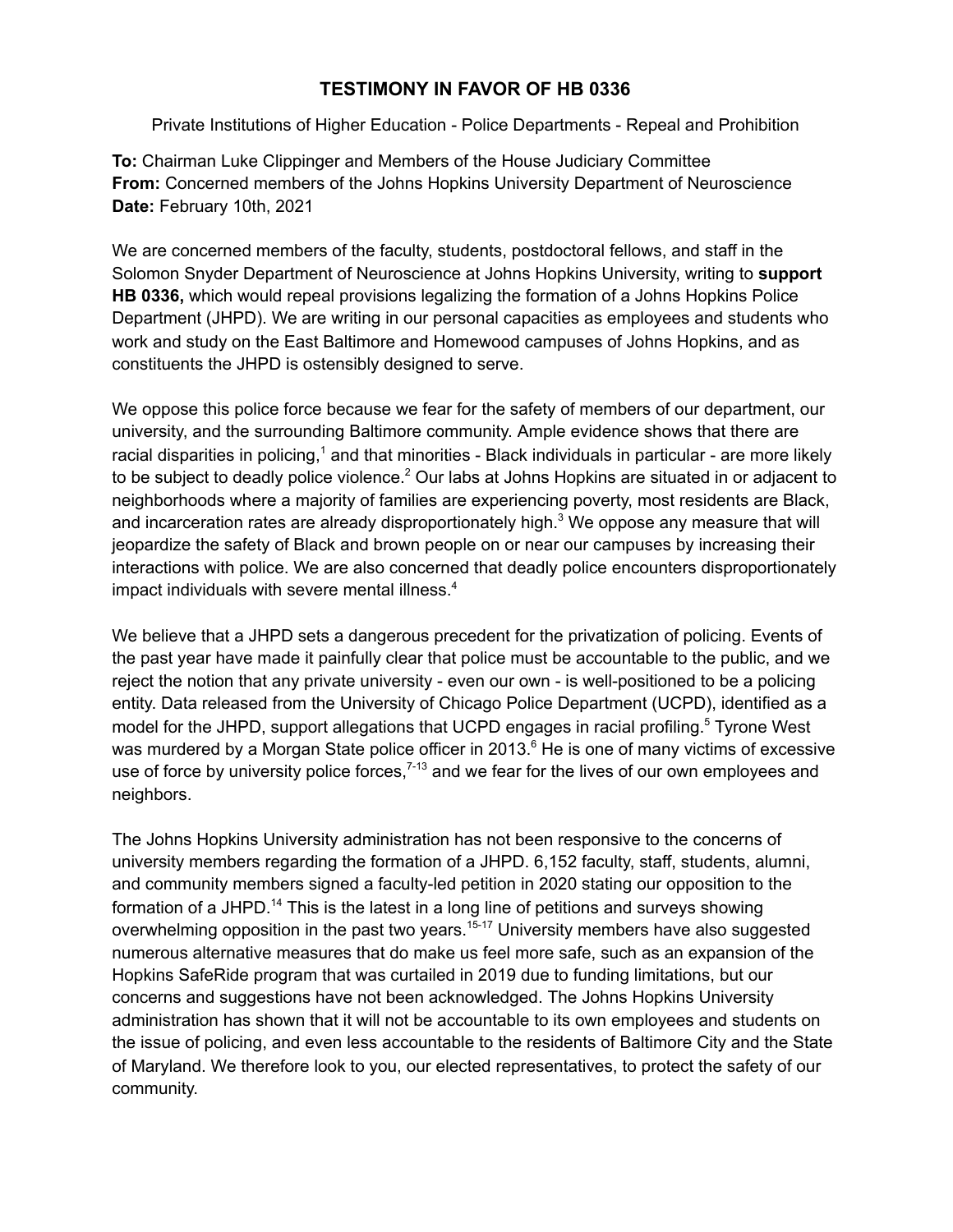# TESTIMONY IN FAVOR OF HB 0336

Private Institutions of Higher Education - Police Departments - Repeal and Prohibition

**To:** Chairman Luke Clippinger and Members of the House Judiciary Committee
**From:** Concerned members of the Johns Hopkins University Department of Neuroscience
**Date:** February 10th, 2021

We are concerned members of the faculty, students, postdoctoral fellows, and staff in the Solomon Snyder Department of Neuroscience at Johns Hopkins University, writing to **support HB 0336,** which would repeal provisions legalizing the formation of a Johns Hopkins Police Department (JHPD). We are writing in our personal capacities as employees and students who work and study on the East Baltimore and Homewood campuses of Johns Hopkins, and as constituents the JHPD is ostensibly designed to serve.

We oppose this police force because we fear for the safety of members of our department, our university, and the surrounding Baltimore community. Ample evidence shows that there are racial disparities in policing,[1] and that minorities - Black individuals in particular - are more likely to be subject to deadly police violence.[2] Our labs at Johns Hopkins are situated in or adjacent to neighborhoods where a majority of families are experiencing poverty, most residents are Black, and incarceration rates are already disproportionately high.[3] We oppose any measure that will jeopardize the safety of Black and brown people on or near our campuses by increasing their interactions with police. We are also concerned that deadly police encounters disproportionately impact individuals with severe mental illness.[4]

We believe that a JHPD sets a dangerous precedent for the privatization of policing. Events of the past year have made it painfully clear that police must be accountable to the public, and we reject the notion that any private university - even our own - is well-positioned to be a policing entity. Data released from the University of Chicago Police Department (UCPD), identified as a model for the JHPD, support allegations that UCPD engages in racial profiling.[5] Tyrone West was murdered by a Morgan State police officer in 2013.[6] He is one of many victims of excessive use of force by university police forces,[7-13] and we fear for the lives of our own employees and neighbors.

The Johns Hopkins University administration has not been responsive to the concerns of university members regarding the formation of a JHPD. 6,152 faculty, staff, students, alumni, and community members signed a faculty-led petition in 2020 stating our opposition to the formation of a JHPD.[14] This is the latest in a long line of petitions and surveys showing overwhelming opposition in the past two years.[15-17] University members have also suggested numerous alternative measures that do make us feel more safe, such as an expansion of the Hopkins SafeRide program that was curtailed in 2019 due to funding limitations, but our concerns and suggestions have not been acknowledged. The Johns Hopkins University administration has shown that it will not be accountable to its own employees and students on the issue of policing, and even less accountable to the residents of Baltimore City and the State of Maryland. We therefore look to you, our elected representatives, to protect the safety of our community.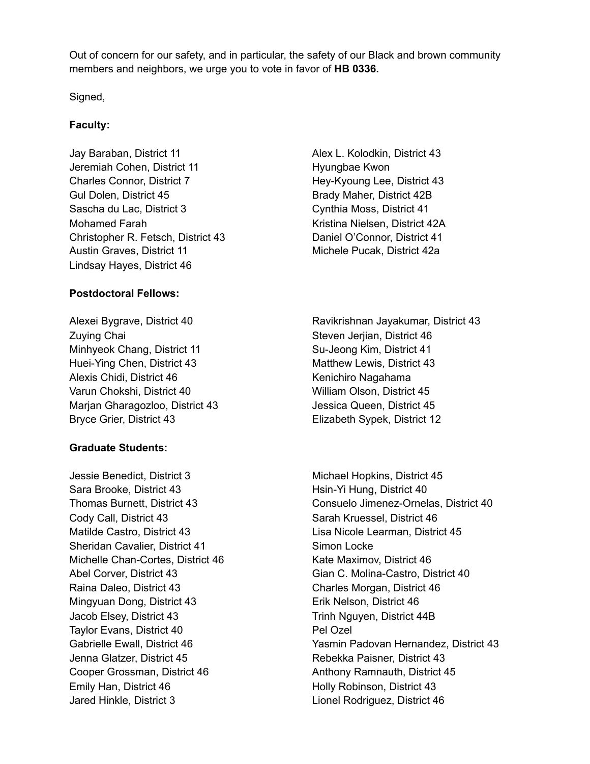Out of concern for our safety, and in particular, the safety of our Black and brown community members and neighbors, we urge you to vote in favor of **HB 0336.**

Signed,

**Faculty:**

Jay Baraban, District 11
Jeremiah Cohen, District 11
Charles Connor, District 7
Gul Dolen, District 45
Sascha du Lac, District 3
Mohamed Farah
Christopher R. Fetsch, District 43
Austin Graves, District 11
Lindsay Hayes, District 46
Alex L. Kolodkin, District 43
Hyungbae Kwon
Hey-Kyoung Lee, District 43
Brady Maher, District 42B
Cynthia Moss, District 41
Kristina Nielsen, District 42A
Daniel O'Connor, District 41
Michele Pucak, District 42a

**Postdoctoral Fellows:**

Alexei Bygrave, District 40
Zuying Chai
Minhyeok Chang, District 11
Huei-Ying Chen, District 43
Alexis Chidi, District 46
Varun Chokshi, District 40
Marjan Gharagozloo, District 43
Bryce Grier, District 43
Ravikrishnan Jayakumar, District 43
Steven Jerjian, District 46
Su-Jeong Kim, District 41
Matthew Lewis, District 43
Kenichiro Nagahama
William Olson, District 45
Jessica Queen, District 45
Elizabeth Sypek, District 12

**Graduate Students:**

Jessie Benedict, District 3
Sara Brooke, District 43
Thomas Burnett, District 43
Cody Call, District 43
Matilde Castro, District 43
Sheridan Cavalier, District 41
Michelle Chan-Cortes, District 46
Abel Corver, District 43
Raina Daleo, District 43
Mingyuan Dong, District 43
Jacob Elsey, District 43
Taylor Evans, District 40
Gabrielle Ewall, District 46
Jenna Glatzer, District 45
Cooper Grossman, District 46
Emily Han, District 46
Jared Hinkle, District 3
Michael Hopkins, District 45
Hsin-Yi Hung, District 40
Consuelo Jimenez-Ornelas, District 40
Sarah Kruessel, District 46
Lisa Nicole Learman, District 45
Simon Locke
Kate Maximov, District 46
Gian C. Molina-Castro, District 40
Charles Morgan, District 46
Erik Nelson, District 46
Trinh Nguyen, District 44B
Pel Ozel
Yasmin Padovan Hernandez, District 43
Rebekka Paisner, District 43
Anthony Ramnauth, District 45
Holly Robinson, District 43
Lionel Rodriguez, District 46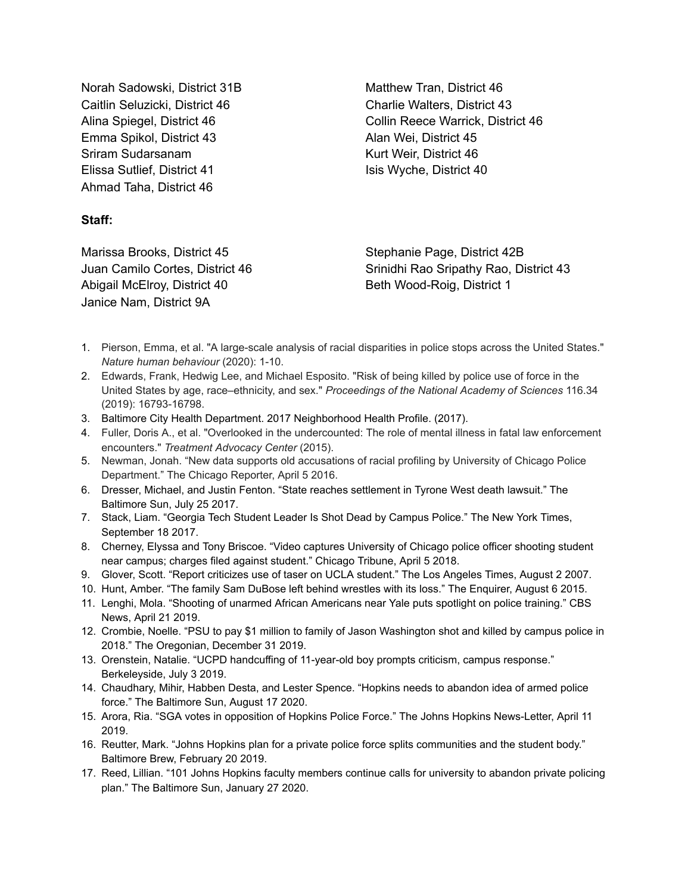Norah Sadowski, District 31B
Caitlin Seluzicki, District 46
Alina Spiegel, District 46
Emma Spikol, District 43
Sriram Sudarsanam
Elissa Sutlief, District 41
Ahmad Taha, District 46
Matthew Tran, District 46
Charlie Walters, District 43
Collin Reece Warrick, District 46
Alan Wei, District 45
Kurt Weir, District 46
Isis Wyche, District 40

**Staff:**

Marissa Brooks, District 45
Juan Camilo Cortes, District 46
Abigail McElroy, District 40
Janice Nam, District 9A
Stephanie Page, District 42B
Srinidhi Rao Sripathy Rao, District 43
Beth Wood-Roig, District 1

1. Pierson, Emma, et al. "A large-scale analysis of racial disparities in police stops across the United States." *Nature human behaviour* (2020): 1-10.
2. Edwards, Frank, Hedwig Lee, and Michael Esposito. "Risk of being killed by police use of force in the United States by age, race–ethnicity, and sex." *Proceedings of the National Academy of Sciences* 116.34 (2019): 16793-16798.
3. Baltimore City Health Department. 2017 Neighborhood Health Profile. (2017).
4. Fuller, Doris A., et al. "Overlooked in the undercounted: The role of mental illness in fatal law enforcement encounters." *Treatment Advocacy Center* (2015).
5. Newman, Jonah. "New data supports old accusations of racial profiling by University of Chicago Police Department." The Chicago Reporter, April 5 2016.
6. Dresser, Michael, and Justin Fenton. "State reaches settlement in Tyrone West death lawsuit." The Baltimore Sun, July 25 2017.
7. Stack, Liam. "Georgia Tech Student Leader Is Shot Dead by Campus Police." The New York Times, September 18 2017.
8. Cherney, Elyssa and Tony Briscoe. "Video captures University of Chicago police officer shooting student near campus; charges filed against student." Chicago Tribune, April 5 2018.
9. Glover, Scott. "Report criticizes use of taser on UCLA student." The Los Angeles Times, August 2 2007.
10. Hunt, Amber. "The family Sam DuBose left behind wrestles with its loss." The Enquirer, August 6 2015.
11. Lenghi, Mola. "Shooting of unarmed African Americans near Yale puts spotlight on police training." CBS News, April 21 2019.
12. Crombie, Noelle. "PSU to pay $1 million to family of Jason Washington shot and killed by campus police in 2018." The Oregonian, December 31 2019.
13. Orenstein, Natalie. "UCPD handcuffing of 11-year-old boy prompts criticism, campus response." Berkeleyside, July 3 2019.
14. Chaudhary, Mihir, Habben Desta, and Lester Spence. "Hopkins needs to abandon idea of armed police force." The Baltimore Sun, August 17 2020.
15. Arora, Ria. "SGA votes in opposition of Hopkins Police Force." The Johns Hopkins News-Letter, April 11 2019.
16. Reutter, Mark. "Johns Hopkins plan for a private police force splits communities and the student body." Baltimore Brew, February 20 2019.
17. Reed, Lillian. "101 Johns Hopkins faculty members continue calls for university to abandon private policing plan." The Baltimore Sun, January 27 2020.